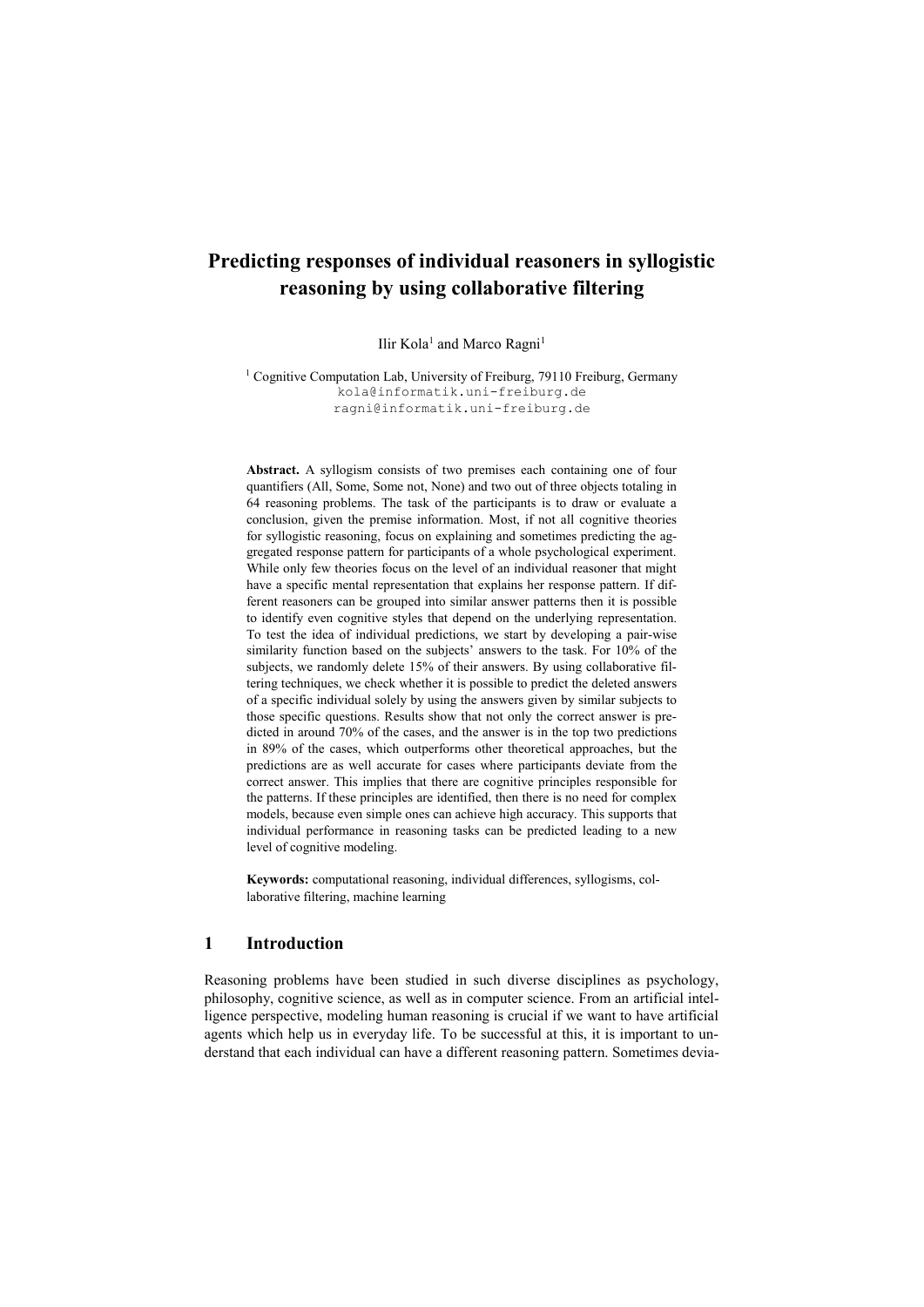# Predicting responses of individual reasoners in syllogistic reasoning by using collaborative filtering

Ilir Kola[1] and Marco Ragni[1]

[1] Cognitive Computation Lab, University of Freiburg, 79110 Freiburg, Germany
kola@informatik.uni-freiburg.de
ragni@informatik.uni-freiburg.de

**Abstract.** A syllogism consists of two premises each containing one of four quantifiers (All, Some, Some not, None) and two out of three objects totaling in 64 reasoning problems. The task of the participants is to draw or evaluate a conclusion, given the premise information. Most, if not all cognitive theories for syllogistic reasoning, focus on explaining and sometimes predicting the aggregated response pattern for participants of a whole psychological experiment. While only few theories focus on the level of an individual reasoner that might have a specific mental representation that explains her response pattern. If different reasoners can be grouped into similar answer patterns then it is possible to identify even cognitive styles that depend on the underlying representation. To test the idea of individual predictions, we start by developing a pair-wise similarity function based on the subjects' answers to the task. For 10% of the subjects, we randomly delete 15% of their answers. By using collaborative filtering techniques, we check whether it is possible to predict the deleted answers of a specific individual solely by using the answers given by similar subjects to those specific questions. Results show that not only the correct answer is predicted in around 70% of the cases, and the answer is in the top two predictions in 89% of the cases, which outperforms other theoretical approaches, but the predictions are as well accurate for cases where participants deviate from the correct answer. This implies that there are cognitive principles responsible for the patterns. If these principles are identified, then there is no need for complex models, because even simple ones can achieve high accuracy. This supports that individual performance in reasoning tasks can be predicted leading to a new level of cognitive modeling.

**Keywords:** computational reasoning, individual differences, syllogisms, collaborative filtering, machine learning

## 1 Introduction

Reasoning problems have been studied in such diverse disciplines as psychology, philosophy, cognitive science, as well as in computer science. From an artificial intelligence perspective, modeling human reasoning is crucial if we want to have artificial agents which help us in everyday life. To be successful at this, it is important to understand that each individual can have a different reasoning pattern. Sometimes devia-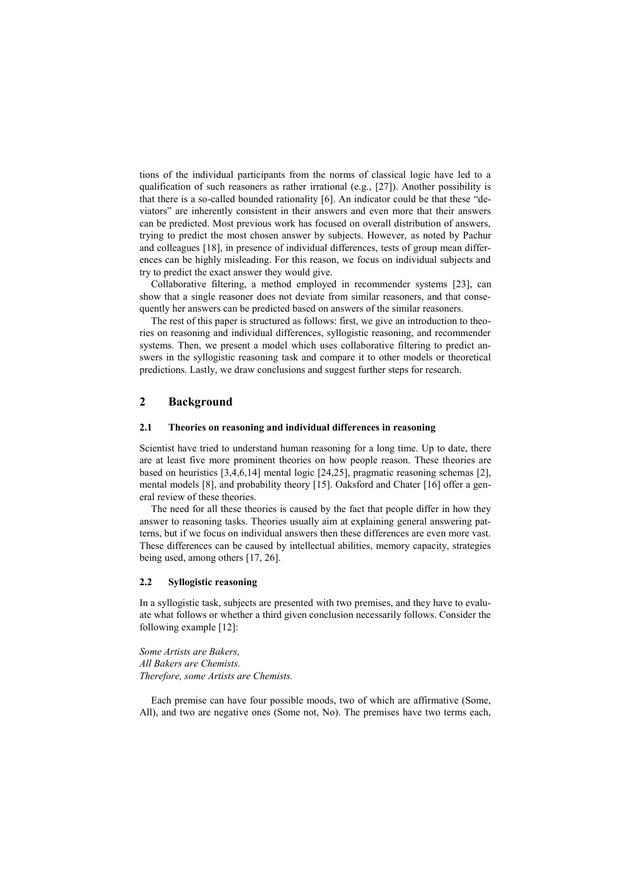tions of the individual participants from the norms of classical logic have led to a qualification of such reasoners as rather irrational (e.g., [27]). Another possibility is that there is a so-called bounded rationality [6]. An indicator could be that these "deviators" are inherently consistent in their answers and even more that their answers can be predicted. Most previous work has focused on overall distribution of answers, trying to predict the most chosen answer by subjects. However, as noted by Pachur and colleagues [18], in presence of individual differences, tests of group mean differences can be highly misleading. For this reason, we focus on individual subjects and try to predict the exact answer they would give.

Collaborative filtering, a method employed in recommender systems [23], can show that a single reasoner does not deviate from similar reasoners, and that consequently her answers can be predicted based on answers of the similar reasoners.

The rest of this paper is structured as follows: first, we give an introduction to theories on reasoning and individual differences, syllogistic reasoning, and recommender systems. Then, we present a model which uses collaborative filtering to predict answers in the syllogistic reasoning task and compare it to other models or theoretical predictions. Lastly, we draw conclusions and suggest further steps for research.

## 2 Background

### 2.1 Theories on reasoning and individual differences in reasoning

Scientist have tried to understand human reasoning for a long time. Up to date, there are at least five more prominent theories on how people reason. These theories are based on heuristics [3,4,6,14] mental logic [24,25], pragmatic reasoning schemas [2], mental models [8], and probability theory [15]. Oaksford and Chater [16] offer a general review of these theories.

The need for all these theories is caused by the fact that people differ in how they answer to reasoning tasks. Theories usually aim at explaining general answering patterns, but if we focus on individual answers then these differences are even more vast. These differences can be caused by intellectual abilities, memory capacity, strategies being used, among others [17, 26].

### 2.2 Syllogistic reasoning

In a syllogistic task, subjects are presented with two premises, and they have to evaluate what follows or whether a third given conclusion necessarily follows. Consider the following example [12]:

*Some Artists are Bakers,*
*All Bakers are Chemists.*
*Therefore, some Artists are Chemists.*

Each premise can have four possible moods, two of which are affirmative (Some, All), and two are negative ones (Some not, No). The premises have two terms each,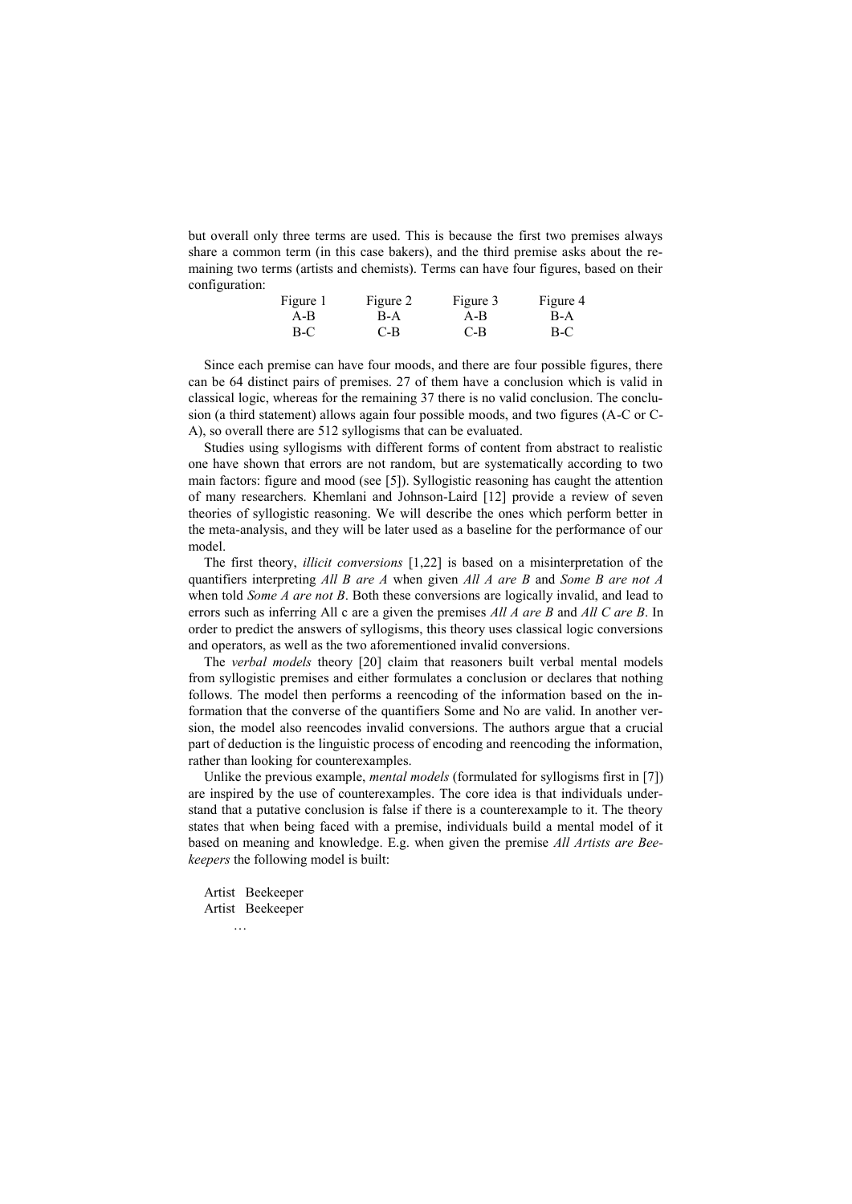but overall only three terms are used. This is because the first two premises always share a common term (in this case bakers), and the third premise asks about the remaining two terms (artists and chemists). Terms can have four figures, based on their configuration:

| Figure 1 | Figure 2 | Figure 3 | Figure 4 |
|---|---|---|---|
| A-B | B-A | A-B | B-A |
| B-C | C-B | C-B | B-C |

Since each premise can have four moods, and there are four possible figures, there can be 64 distinct pairs of premises. 27 of them have a conclusion which is valid in classical logic, whereas for the remaining 37 there is no valid conclusion. The conclusion (a third statement) allows again four possible moods, and two figures (A-C or C-A), so overall there are 512 syllogisms that can be evaluated.

Studies using syllogisms with different forms of content from abstract to realistic one have shown that errors are not random, but are systematically according to two main factors: figure and mood (see [5]). Syllogistic reasoning has caught the attention of many researchers. Khemlani and Johnson-Laird [12] provide a review of seven theories of syllogistic reasoning. We will describe the ones which perform better in the meta-analysis, and they will be later used as a baseline for the performance of our model.

The first theory, *illicit conversions* [1,22] is based on a misinterpretation of the quantifiers interpreting *All B are A* when given *All A are B* and *Some B are not A* when told *Some A are not B*. Both these conversions are logically invalid, and lead to errors such as inferring All c are a given the premises *All A are B* and *All C are B*. In order to predict the answers of syllogisms, this theory uses classical logic conversions and operators, as well as the two aforementioned invalid conversions.

The *verbal models* theory [20] claim that reasoners built verbal mental models from syllogistic premises and either formulates a conclusion or declares that nothing follows. The model then performs a reencoding of the information based on the information that the converse of the quantifiers Some and No are valid. In another version, the model also reencodes invalid conversions. The authors argue that a crucial part of deduction is the linguistic process of encoding and reencoding the information, rather than looking for counterexamples.

Unlike the previous example, *mental models* (formulated for syllogisms first in [7]) are inspired by the use of counterexamples. The core idea is that individuals understand that a putative conclusion is false if there is a counterexample to it. The theory states that when being faced with a premise, individuals build a mental model of it based on meaning and knowledge. E.g. when given the premise *All Artists are Beekeepers* the following model is built:

```
Artist  Beekeeper
Artist  Beekeeper
        …
```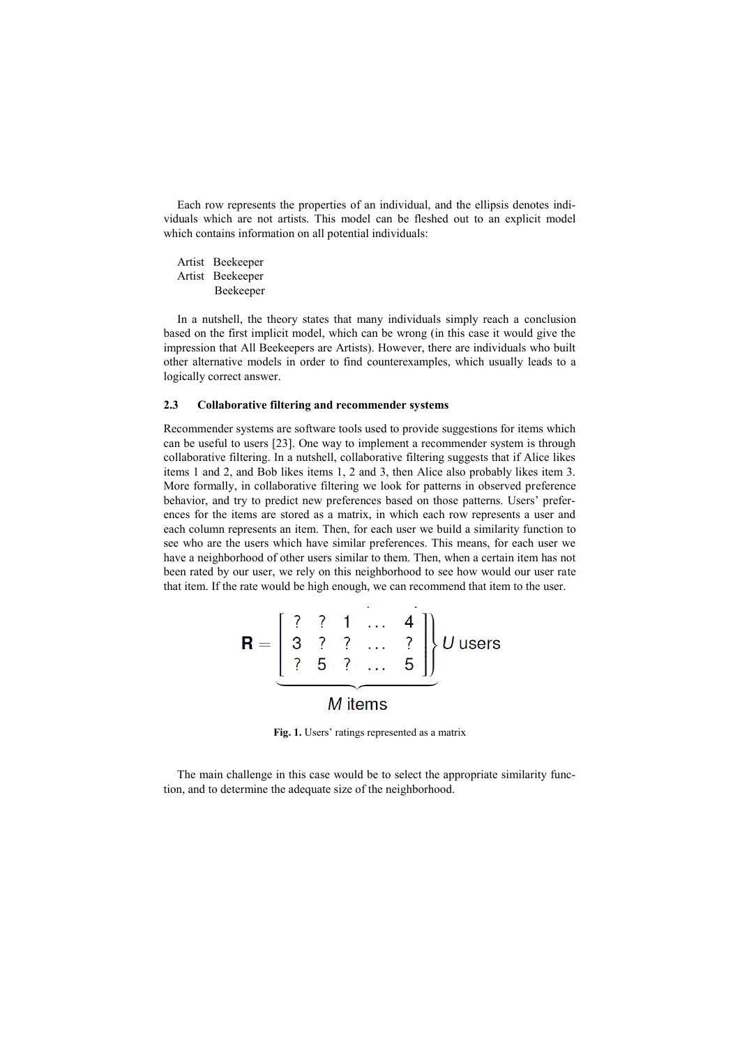Each row represents the properties of an individual, and the ellipsis denotes individuals which are not artists. This model can be fleshed out to an explicit model which contains information on all potential individuals:

Artist Beekeeper
Artist Beekeeper
Beekeeper

In a nutshell, the theory states that many individuals simply reach a conclusion based on the first implicit model, which can be wrong (in this case it would give the impression that All Beekeepers are Artists). However, there are individuals who built other alternative models in order to find counterexamples, which usually leads to a logically correct answer.

### 2.3 Collaborative filtering and recommender systems

Recommender systems are software tools used to provide suggestions for items which can be useful to users [23]. One way to implement a recommender system is through collaborative filtering. In a nutshell, collaborative filtering suggests that if Alice likes items 1 and 2, and Bob likes items 1, 2 and 3, then Alice also probably likes item 3. More formally, in collaborative filtering we look for patterns in observed preference behavior, and try to predict new preferences based on those patterns. Users' preferences for the items are stored as a matrix, in which each row represents a user and each column represents an item. Then, for each user we build a similarity function to see who are the users which have similar preferences. This means, for each user we have a neighborhood of other users similar to them. Then, when a certain item has not been rated by our user, we rely on this neighborhood to see how would our user rate that item. If the rate would be high enough, we can recommend that item to the user.

$$\mathbf{R} = \underbrace{\left.\begin{bmatrix} ? & ? & 1 & \dots & 4 \\ 3 & ? & ? & \dots & ? \\ ? & 5 & ? & \dots & 5 \end{bmatrix}\right\} U \text{ users}}_{M \text{ items}}$$

**Fig. 1.** Users' ratings represented as a matrix

The main challenge in this case would be to select the appropriate similarity function, and to determine the adequate size of the neighborhood.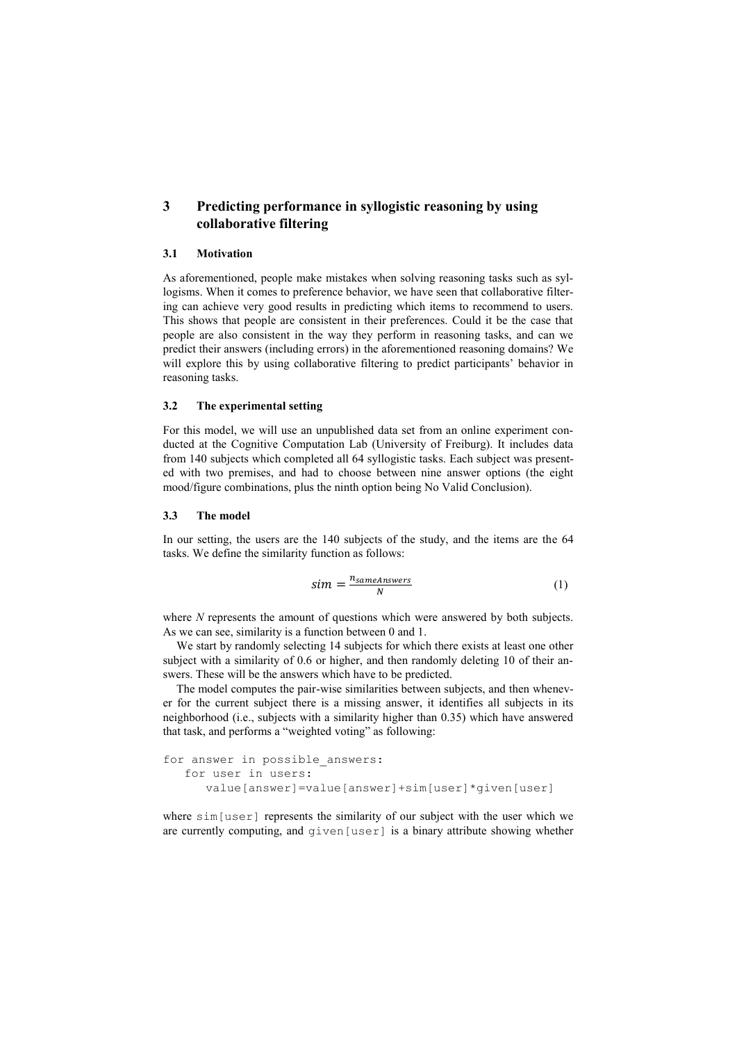# 3 Predicting performance in syllogistic reasoning by using collaborative filtering

## 3.1 Motivation

As aforementioned, people make mistakes when solving reasoning tasks such as syllogisms. When it comes to preference behavior, we have seen that collaborative filtering can achieve very good results in predicting which items to recommend to users. This shows that people are consistent in their preferences. Could it be the case that people are also consistent in the way they perform in reasoning tasks, and can we predict their answers (including errors) in the aforementioned reasoning domains? We will explore this by using collaborative filtering to predict participants' behavior in reasoning tasks.

## 3.2 The experimental setting

For this model, we will use an unpublished data set from an online experiment conducted at the Cognitive Computation Lab (University of Freiburg). It includes data from 140 subjects which completed all 64 syllogistic tasks. Each subject was presented with two premises, and had to choose between nine answer options (the eight mood/figure combinations, plus the ninth option being No Valid Conclusion).

## 3.3 The model

In our setting, the users are the 140 subjects of the study, and the items are the 64 tasks. We define the similarity function as follows:

$$sim = \frac{n_{sameAnswers}}{N} \tag{1}$$

where $N$ represents the amount of questions which were answered by both subjects. As we can see, similarity is a function between 0 and 1.

We start by randomly selecting 14 subjects for which there exists at least one other subject with a similarity of 0.6 or higher, and then randomly deleting 10 of their answers. These will be the answers which have to be predicted.

The model computes the pair-wise similarities between subjects, and then whenever for the current subject there is a missing answer, it identifies all subjects in its neighborhood (i.e., subjects with a similarity higher than 0.35) which have answered that task, and performs a "weighted voting" as following:

```
for answer in possible_answers:
   for user in users:
      value[answer]=value[answer]+sim[user]*given[user]
```

where `sim[user]` represents the similarity of our subject with the user which we are currently computing, and `given[user]` is a binary attribute showing whether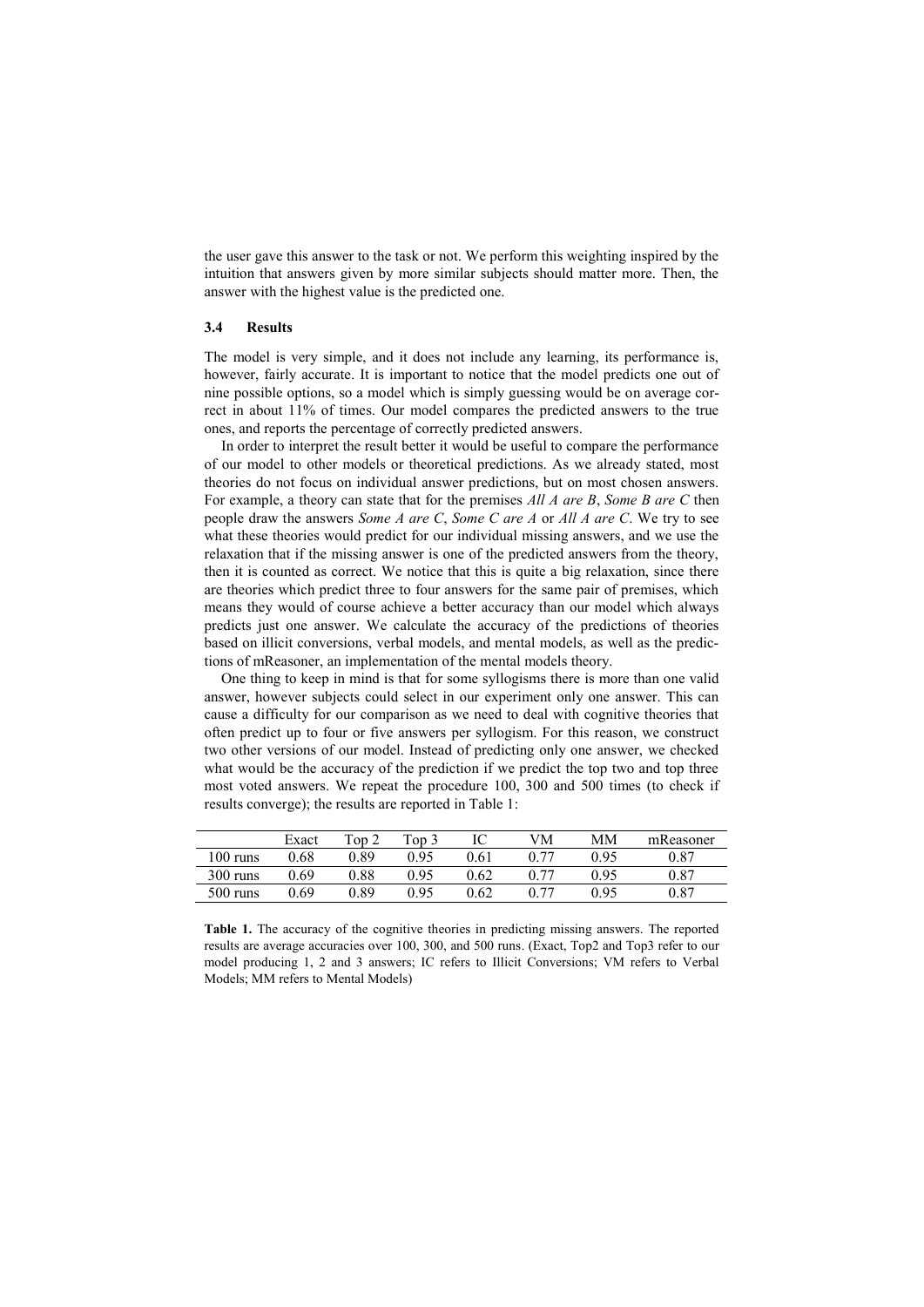the user gave this answer to the task or not. We perform this weighting inspired by the intuition that answers given by more similar subjects should matter more. Then, the answer with the highest value is the predicted one.

### 3.4 Results

The model is very simple, and it does not include any learning, its performance is, however, fairly accurate. It is important to notice that the model predicts one out of nine possible options, so a model which is simply guessing would be on average correct in about 11% of times. Our model compares the predicted answers to the true ones, and reports the percentage of correctly predicted answers.

In order to interpret the result better it would be useful to compare the performance of our model to other models or theoretical predictions. As we already stated, most theories do not focus on individual answer predictions, but on most chosen answers. For example, a theory can state that for the premises *All A are B*, *Some B are C* then people draw the answers *Some A are C*, *Some C are A* or *All A are C*. We try to see what these theories would predict for our individual missing answers, and we use the relaxation that if the missing answer is one of the predicted answers from the theory, then it is counted as correct. We notice that this is quite a big relaxation, since there are theories which predict three to four answers for the same pair of premises, which means they would of course achieve a better accuracy than our model which always predicts just one answer. We calculate the accuracy of the predictions of theories based on illicit conversions, verbal models, and mental models, as well as the predictions of mReasoner, an implementation of the mental models theory.

One thing to keep in mind is that for some syllogisms there is more than one valid answer, however subjects could select in our experiment only one answer. This can cause a difficulty for our comparison as we need to deal with cognitive theories that often predict up to four or five answers per syllogism. For this reason, we construct two other versions of our model. Instead of predicting only one answer, we checked what would be the accuracy of the prediction if we predict the top two and top three most voted answers. We repeat the procedure 100, 300 and 500 times (to check if results converge); the results are reported in Table 1:

| | Exact | Top 2 | Top 3 | IC | VM | MM | mReasoner |
|---|---|---|---|---|---|---|---|
| 100 runs | 0.68 | 0.89 | 0.95 | 0.61 | 0.77 | 0.95 | 0.87 |
| 300 runs | 0.69 | 0.88 | 0.95 | 0.62 | 0.77 | 0.95 | 0.87 |
| 500 runs | 0.69 | 0.89 | 0.95 | 0.62 | 0.77 | 0.95 | 0.87 |

**Table 1.** The accuracy of the cognitive theories in predicting missing answers. The reported results are average accuracies over 100, 300, and 500 runs. (Exact, Top2 and Top3 refer to our model producing 1, 2 and 3 answers; IC refers to Illicit Conversions; VM refers to Verbal Models; MM refers to Mental Models)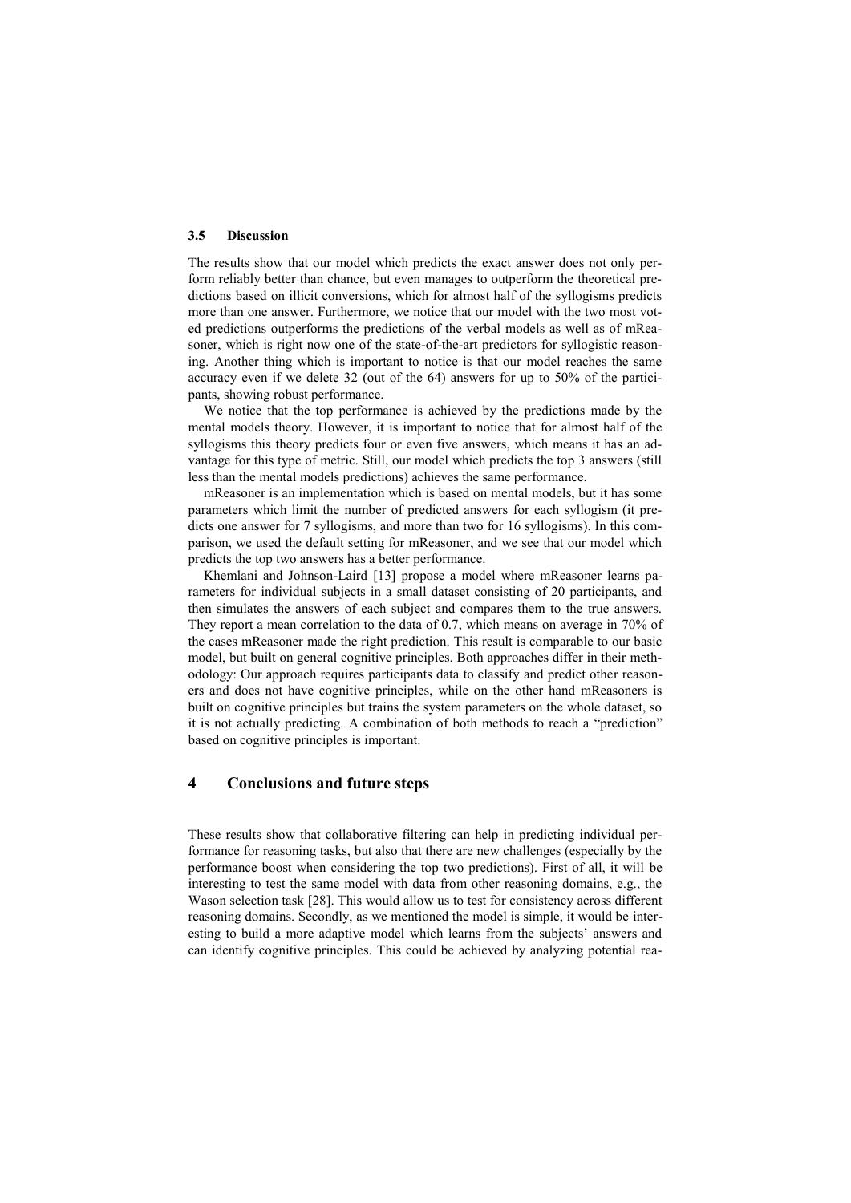### 3.5 Discussion

The results show that our model which predicts the exact answer does not only perform reliably better than chance, but even manages to outperform the theoretical predictions based on illicit conversions, which for almost half of the syllogisms predicts more than one answer. Furthermore, we notice that our model with the two most voted predictions outperforms the predictions of the verbal models as well as of mReasoner, which is right now one of the state-of-the-art predictors for syllogistic reasoning. Another thing which is important to notice is that our model reaches the same accuracy even if we delete 32 (out of the 64) answers for up to 50% of the participants, showing robust performance.

We notice that the top performance is achieved by the predictions made by the mental models theory. However, it is important to notice that for almost half of the syllogisms this theory predicts four or even five answers, which means it has an advantage for this type of metric. Still, our model which predicts the top 3 answers (still less than the mental models predictions) achieves the same performance.

mReasoner is an implementation which is based on mental models, but it has some parameters which limit the number of predicted answers for each syllogism (it predicts one answer for 7 syllogisms, and more than two for 16 syllogisms). In this comparison, we used the default setting for mReasoner, and we see that our model which predicts the top two answers has a better performance.

Khemlani and Johnson-Laird [13] propose a model where mReasoner learns parameters for individual subjects in a small dataset consisting of 20 participants, and then simulates the answers of each subject and compares them to the true answers. They report a mean correlation to the data of 0.7, which means on average in 70% of the cases mReasoner made the right prediction. This result is comparable to our basic model, but built on general cognitive principles. Both approaches differ in their methodology: Our approach requires participants data to classify and predict other reasoners and does not have cognitive principles, while on the other hand mReasoners is built on cognitive principles but trains the system parameters on the whole dataset, so it is not actually predicting. A combination of both methods to reach a "prediction" based on cognitive principles is important.

## 4 Conclusions and future steps

These results show that collaborative filtering can help in predicting individual performance for reasoning tasks, but also that there are new challenges (especially by the performance boost when considering the top two predictions). First of all, it will be interesting to test the same model with data from other reasoning domains, e.g., the Wason selection task [28]. This would allow us to test for consistency across different reasoning domains. Secondly, as we mentioned the model is simple, it would be interesting to build a more adaptive model which learns from the subjects' answers and can identify cognitive principles. This could be achieved by analyzing potential rea-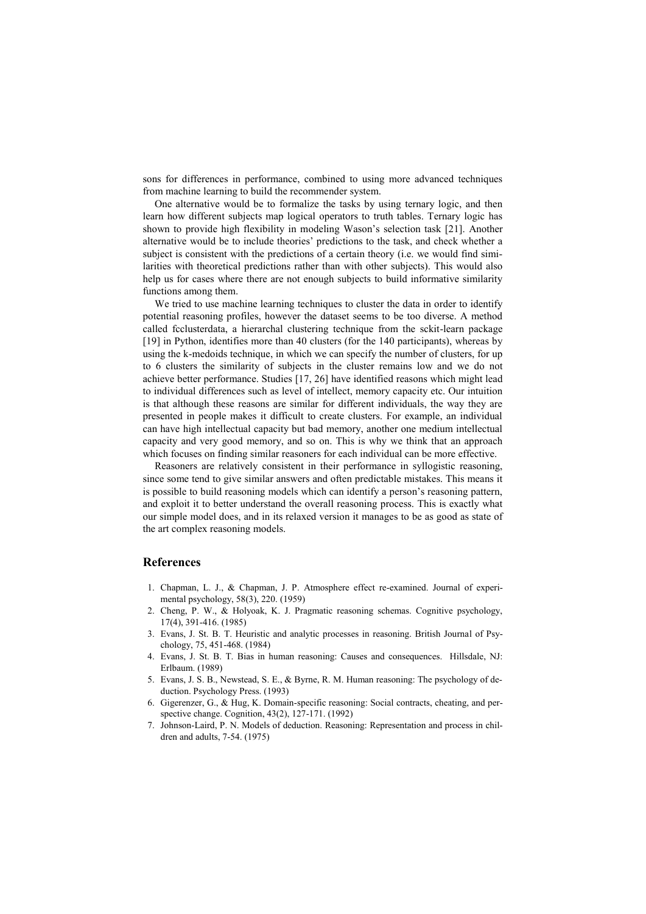sons for differences in performance, combined to using more advanced techniques from machine learning to build the recommender system.

One alternative would be to formalize the tasks by using ternary logic, and then learn how different subjects map logical operators to truth tables. Ternary logic has shown to provide high flexibility in modeling Wason's selection task [21]. Another alternative would be to include theories' predictions to the task, and check whether a subject is consistent with the predictions of a certain theory (i.e. we would find similarities with theoretical predictions rather than with other subjects). This would also help us for cases where there are not enough subjects to build informative similarity functions among them.

We tried to use machine learning techniques to cluster the data in order to identify potential reasoning profiles, however the dataset seems to be too diverse. A method called fcclusterdata, a hierarchal clustering technique from the sckit-learn package [19] in Python, identifies more than 40 clusters (for the 140 participants), whereas by using the k-medoids technique, in which we can specify the number of clusters, for up to 6 clusters the similarity of subjects in the cluster remains low and we do not achieve better performance. Studies [17, 26] have identified reasons which might lead to individual differences such as level of intellect, memory capacity etc. Our intuition is that although these reasons are similar for different individuals, the way they are presented in people makes it difficult to create clusters. For example, an individual can have high intellectual capacity but bad memory, another one medium intellectual capacity and very good memory, and so on. This is why we think that an approach which focuses on finding similar reasoners for each individual can be more effective.

Reasoners are relatively consistent in their performance in syllogistic reasoning, since some tend to give similar answers and often predictable mistakes. This means it is possible to build reasoning models which can identify a person's reasoning pattern, and exploit it to better understand the overall reasoning process. This is exactly what our simple model does, and in its relaxed version it manages to be as good as state of the art complex reasoning models.

## References

1. Chapman, L. J., & Chapman, J. P. Atmosphere effect re-examined. Journal of experimental psychology, 58(3), 220. (1959)
2. Cheng, P. W., & Holyoak, K. J. Pragmatic reasoning schemas. Cognitive psychology, 17(4), 391-416. (1985)
3. Evans, J. St. B. T. Heuristic and analytic processes in reasoning. British Journal of Psychology, 75, 451-468. (1984)
4. Evans, J. St. B. T. Bias in human reasoning: Causes and consequences. Hillsdale, NJ: Erlbaum. (1989)
5. Evans, J. S. B., Newstead, S. E., & Byrne, R. M. Human reasoning: The psychology of deduction. Psychology Press. (1993)
6. Gigerenzer, G., & Hug, K. Domain-specific reasoning: Social contracts, cheating, and perspective change. Cognition, 43(2), 127-171. (1992)
7. Johnson-Laird, P. N. Models of deduction. Reasoning: Representation and process in children and adults, 7-54. (1975)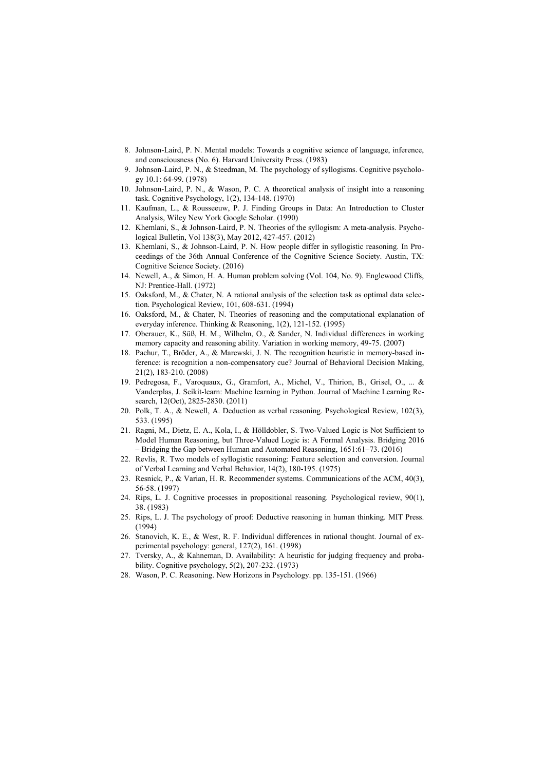8. Johnson-Laird, P. N. Mental models: Towards a cognitive science of language, inference, and consciousness (No. 6). Harvard University Press. (1983)
9. Johnson-Laird, P. N., & Steedman, M. The psychology of syllogisms. Cognitive psychology 10.1: 64-99. (1978)
10. Johnson-Laird, P. N., & Wason, P. C. A theoretical analysis of insight into a reasoning task. Cognitive Psychology, 1(2), 134-148. (1970)
11. Kaufman, L., & Rousseeuw, P. J. Finding Groups in Data: An Introduction to Cluster Analysis, Wiley New York Google Scholar. (1990)
12. Khemlani, S., & Johnson-Laird, P. N. Theories of the syllogism: A meta-analysis. Psychological Bulletin, Vol 138(3), May 2012, 427-457. (2012)
13. Khemlani, S., & Johnson-Laird, P. N. How people differ in syllogistic reasoning. In Proceedings of the 36th Annual Conference of the Cognitive Science Society. Austin, TX: Cognitive Science Society. (2016)
14. Newell, A., & Simon, H. A. Human problem solving (Vol. 104, No. 9). Englewood Cliffs, NJ: Prentice-Hall. (1972)
15. Oaksford, M., & Chater, N. A rational analysis of the selection task as optimal data selection. Psychological Review, 101, 608-631. (1994)
16. Oaksford, M., & Chater, N. Theories of reasoning and the computational explanation of everyday inference. Thinking & Reasoning, 1(2), 121-152. (1995)
17. Oberauer, K., Süß, H. M., Wilhelm, O., & Sander, N. Individual differences in working memory capacity and reasoning ability. Variation in working memory, 49-75. (2007)
18. Pachur, T., Bröder, A., & Marewski, J. N. The recognition heuristic in memory-based inference: is recognition a non-compensatory cue? Journal of Behavioral Decision Making, 21(2), 183-210. (2008)
19. Pedregosa, F., Varoquaux, G., Gramfort, A., Michel, V., Thirion, B., Grisel, O., ... & Vanderplas, J. Scikit-learn: Machine learning in Python. Journal of Machine Learning Research, 12(Oct), 2825-2830. (2011)
20. Polk, T. A., & Newell, A. Deduction as verbal reasoning. Psychological Review, 102(3), 533. (1995)
21. Ragni, M., Dietz, E. A., Kola, I., & Hölldobler, S. Two-Valued Logic is Not Sufficient to Model Human Reasoning, but Three-Valued Logic is: A Formal Analysis. Bridging 2016 – Bridging the Gap between Human and Automated Reasoning, 1651:61–73. (2016)
22. Revlis, R. Two models of syllogistic reasoning: Feature selection and conversion. Journal of Verbal Learning and Verbal Behavior, 14(2), 180-195. (1975)
23. Resnick, P., & Varian, H. R. Recommender systems. Communications of the ACM, 40(3), 56-58. (1997)
24. Rips, L. J. Cognitive processes in propositional reasoning. Psychological review, 90(1), 38. (1983)
25. Rips, L. J. The psychology of proof: Deductive reasoning in human thinking. MIT Press. (1994)
26. Stanovich, K. E., & West, R. F. Individual differences in rational thought. Journal of experimental psychology: general, 127(2), 161. (1998)
27. Tversky, A., & Kahneman, D. Availability: A heuristic for judging frequency and probability. Cognitive psychology, 5(2), 207-232. (1973)
28. Wason, P. C. Reasoning. New Horizons in Psychology. pp. 135-151. (1966)